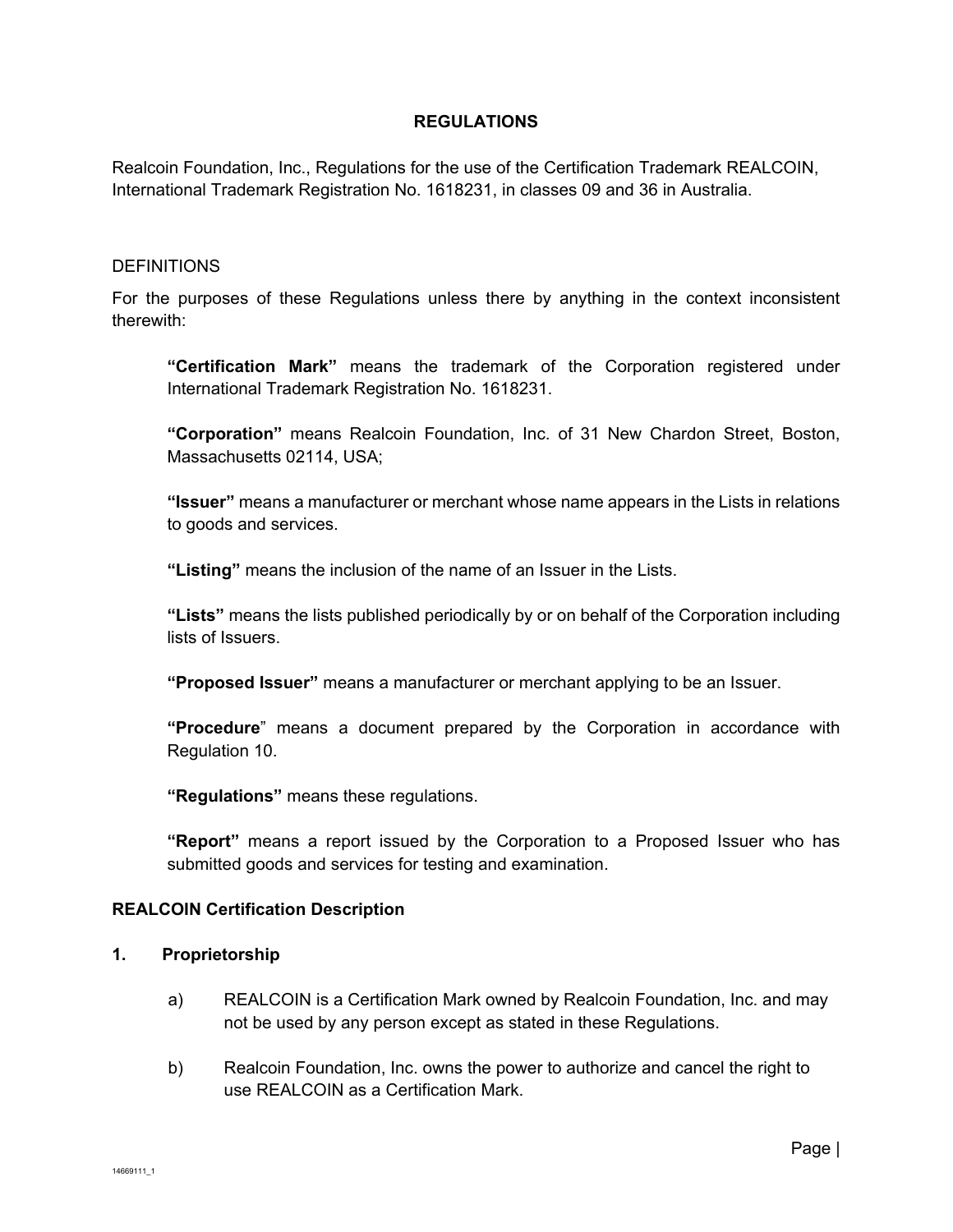# REGULATIONS

Realcoin Foundation, Inc., Regulations for the use of the Certification Trademark REALCOIN, International Trademark Registration No. 1618231, in classes 09 and 36 in Australia.

## DEFINITIONS

For the purposes of these Regulations unless there by anything in the context inconsistent therewith:

> **"Certification Mark"** means the trademark of the Corporation registered under International Trademark Registration No. 1618231.
>
> **"Corporation"** means Realcoin Foundation, Inc. of 31 New Chardon Street, Boston, Massachusetts 02114, USA;
>
> **"Issuer"** means a manufacturer or merchant whose name appears in the Lists in relations to goods and services.
>
> **"Listing"** means the inclusion of the name of an Issuer in the Lists.
>
> **"Lists"** means the lists published periodically by or on behalf of the Corporation including lists of Issuers.
>
> **"Proposed Issuer"** means a manufacturer or merchant applying to be an Issuer.
>
> **"Procedure"** means a document prepared by the Corporation in accordance with Regulation 10.
>
> **"Regulations"** means these regulations.
>
> **"Report"** means a report issued by the Corporation to a Proposed Issuer who has submitted goods and services for testing and examination.

## REALCOIN Certification Description

### 1. Proprietorship

a) REALCOIN is a Certification Mark owned by Realcoin Foundation, Inc. and may not be used by any person except as stated in these Regulations.

b) Realcoin Foundation, Inc. owns the power to authorize and cancel the right to use REALCOIN as a Certification Mark.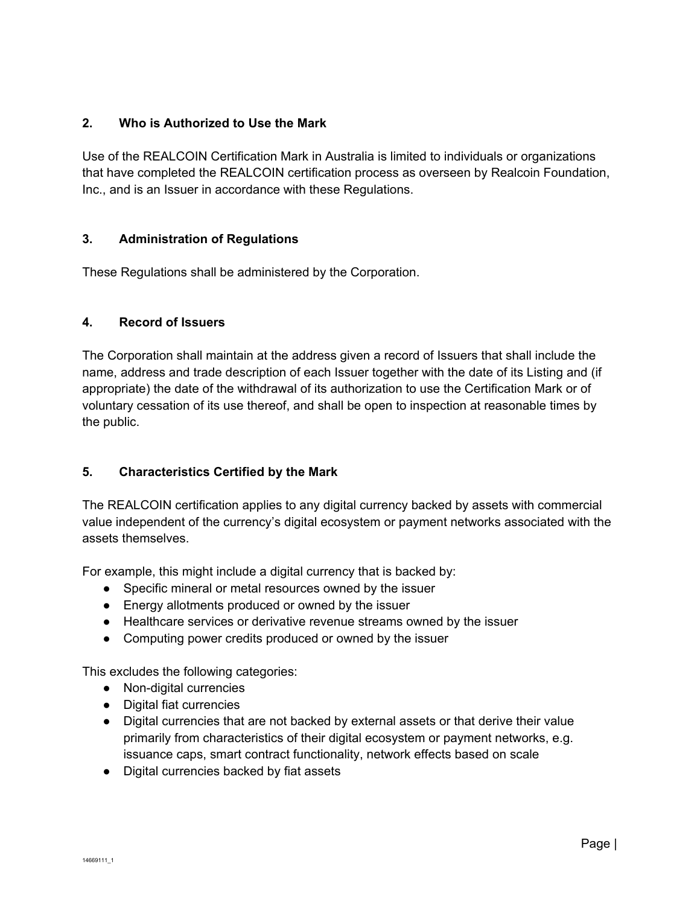## 2. Who is Authorized to Use the Mark

Use of the REALCOIN Certification Mark in Australia is limited to individuals or organizations that have completed the REALCOIN certification process as overseen by Realcoin Foundation, Inc., and is an Issuer in accordance with these Regulations.

## 3. Administration of Regulations

These Regulations shall be administered by the Corporation.

## 4. Record of Issuers

The Corporation shall maintain at the address given a record of Issuers that shall include the name, address and trade description of each Issuer together with the date of its Listing and (if appropriate) the date of the withdrawal of its authorization to use the Certification Mark or of voluntary cessation of its use thereof, and shall be open to inspection at reasonable times by the public.

## 5. Characteristics Certified by the Mark

The REALCOIN certification applies to any digital currency backed by assets with commercial value independent of the currency's digital ecosystem or payment networks associated with the assets themselves.

For example, this might include a digital currency that is backed by:

- Specific mineral or metal resources owned by the issuer
- Energy allotments produced or owned by the issuer
- Healthcare services or derivative revenue streams owned by the issuer
- Computing power credits produced or owned by the issuer

This excludes the following categories:

- Non-digital currencies
- Digital fiat currencies
- Digital currencies that are not backed by external assets or that derive their value primarily from characteristics of their digital ecosystem or payment networks, e.g. issuance caps, smart contract functionality, network effects based on scale
- Digital currencies backed by fiat assets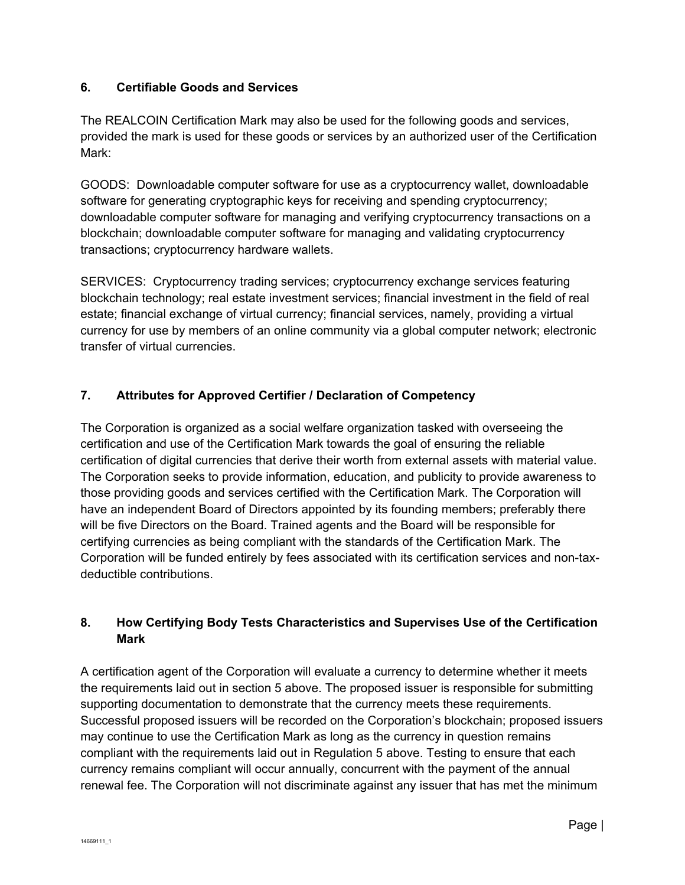## 6. Certifiable Goods and Services

The REALCOIN Certification Mark may also be used for the following goods and services, provided the mark is used for these goods or services by an authorized user of the Certification Mark:

GOODS: Downloadable computer software for use as a cryptocurrency wallet, downloadable software for generating cryptographic keys for receiving and spending cryptocurrency; downloadable computer software for managing and verifying cryptocurrency transactions on a blockchain; downloadable computer software for managing and validating cryptocurrency transactions; cryptocurrency hardware wallets.

SERVICES: Cryptocurrency trading services; cryptocurrency exchange services featuring blockchain technology; real estate investment services; financial investment in the field of real estate; financial exchange of virtual currency; financial services, namely, providing a virtual currency for use by members of an online community via a global computer network; electronic transfer of virtual currencies.

## 7. Attributes for Approved Certifier / Declaration of Competency

The Corporation is organized as a social welfare organization tasked with overseeing the certification and use of the Certification Mark towards the goal of ensuring the reliable certification of digital currencies that derive their worth from external assets with material value. The Corporation seeks to provide information, education, and publicity to provide awareness to those providing goods and services certified with the Certification Mark. The Corporation will have an independent Board of Directors appointed by its founding members; preferably there will be five Directors on the Board. Trained agents and the Board will be responsible for certifying currencies as being compliant with the standards of the Certification Mark. The Corporation will be funded entirely by fees associated with its certification services and non-tax-deductible contributions.

## 8. How Certifying Body Tests Characteristics and Supervises Use of the Certification Mark

A certification agent of the Corporation will evaluate a currency to determine whether it meets the requirements laid out in section 5 above. The proposed issuer is responsible for submitting supporting documentation to demonstrate that the currency meets these requirements. Successful proposed issuers will be recorded on the Corporation's blockchain; proposed issuers may continue to use the Certification Mark as long as the currency in question remains compliant with the requirements laid out in Regulation 5 above. Testing to ensure that each currency remains compliant will occur annually, concurrent with the payment of the annual renewal fee. The Corporation will not discriminate against any issuer that has met the minimum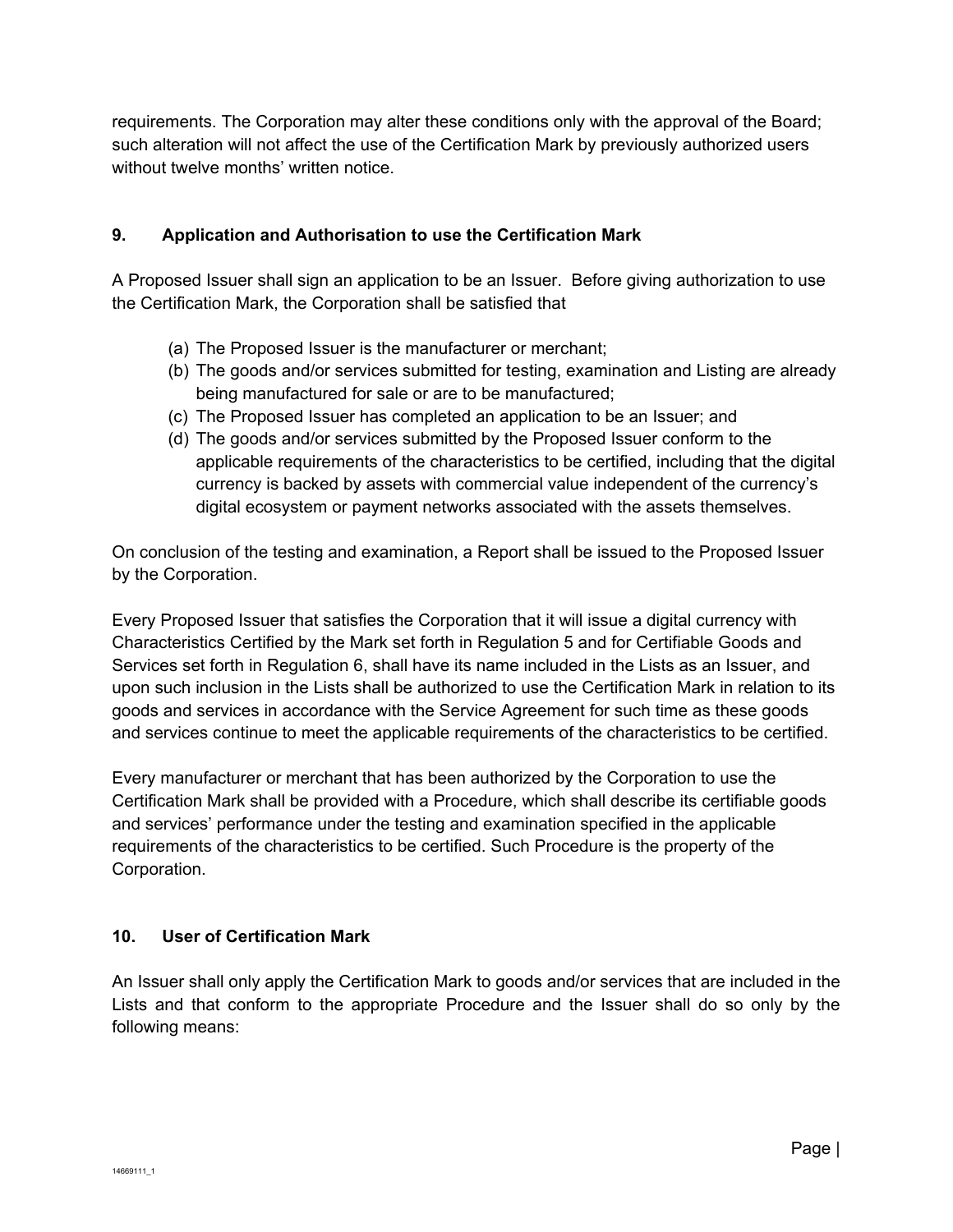requirements. The Corporation may alter these conditions only with the approval of the Board; such alteration will not affect the use of the Certification Mark by previously authorized users without twelve months' written notice.

## 9. Application and Authorisation to use the Certification Mark

A Proposed Issuer shall sign an application to be an Issuer. Before giving authorization to use the Certification Mark, the Corporation shall be satisfied that

(a) The Proposed Issuer is the manufacturer or merchant;
(b) The goods and/or services submitted for testing, examination and Listing are already being manufactured for sale or are to be manufactured;
(c) The Proposed Issuer has completed an application to be an Issuer; and
(d) The goods and/or services submitted by the Proposed Issuer conform to the applicable requirements of the characteristics to be certified, including that the digital currency is backed by assets with commercial value independent of the currency's digital ecosystem or payment networks associated with the assets themselves.

On conclusion of the testing and examination, a Report shall be issued to the Proposed Issuer by the Corporation.

Every Proposed Issuer that satisfies the Corporation that it will issue a digital currency with Characteristics Certified by the Mark set forth in Regulation 5 and for Certifiable Goods and Services set forth in Regulation 6, shall have its name included in the Lists as an Issuer, and upon such inclusion in the Lists shall be authorized to use the Certification Mark in relation to its goods and services in accordance with the Service Agreement for such time as these goods and services continue to meet the applicable requirements of the characteristics to be certified.

Every manufacturer or merchant that has been authorized by the Corporation to use the Certification Mark shall be provided with a Procedure, which shall describe its certifiable goods and services' performance under the testing and examination specified in the applicable requirements of the characteristics to be certified. Such Procedure is the property of the Corporation.

## 10. User of Certification Mark

An Issuer shall only apply the Certification Mark to goods and/or services that are included in the Lists and that conform to the appropriate Procedure and the Issuer shall do so only by the following means: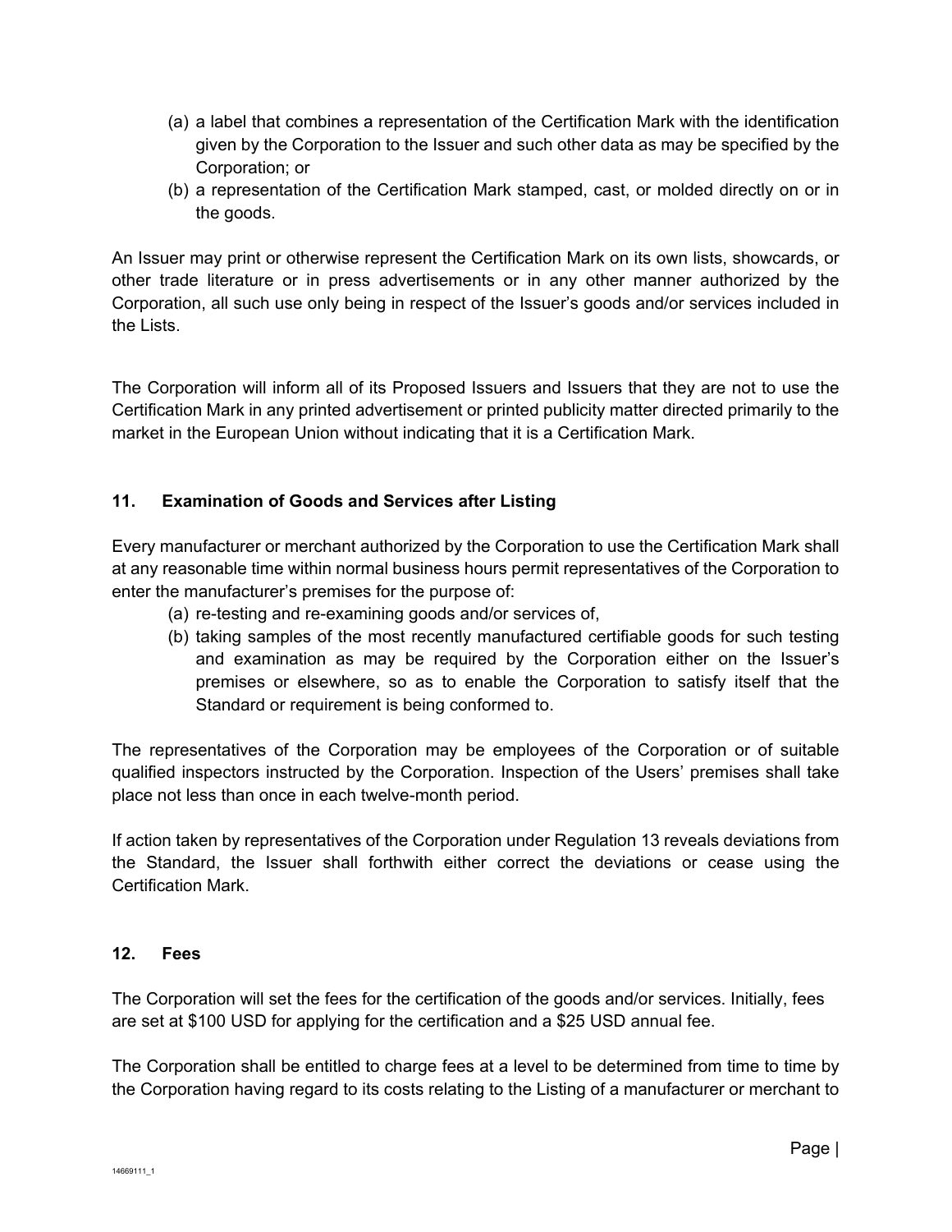(a) a label that combines a representation of the Certification Mark with the identification given by the Corporation to the Issuer and such other data as may be specified by the Corporation; or
(b) a representation of the Certification Mark stamped, cast, or molded directly on or in the goods.

An Issuer may print or otherwise represent the Certification Mark on its own lists, showcards, or other trade literature or in press advertisements or in any other manner authorized by the Corporation, all such use only being in respect of the Issuer's goods and/or services included in the Lists.

The Corporation will inform all of its Proposed Issuers and Issuers that they are not to use the Certification Mark in any printed advertisement or printed publicity matter directed primarily to the market in the European Union without indicating that it is a Certification Mark.

## 11. Examination of Goods and Services after Listing

Every manufacturer or merchant authorized by the Corporation to use the Certification Mark shall at any reasonable time within normal business hours permit representatives of the Corporation to enter the manufacturer's premises for the purpose of:

(a) re-testing and re-examining goods and/or services of,
(b) taking samples of the most recently manufactured certifiable goods for such testing and examination as may be required by the Corporation either on the Issuer's premises or elsewhere, so as to enable the Corporation to satisfy itself that the Standard or requirement is being conformed to.

The representatives of the Corporation may be employees of the Corporation or of suitable qualified inspectors instructed by the Corporation. Inspection of the Users' premises shall take place not less than once in each twelve-month period.

If action taken by representatives of the Corporation under Regulation 13 reveals deviations from the Standard, the Issuer shall forthwith either correct the deviations or cease using the Certification Mark.

## 12. Fees

The Corporation will set the fees for the certification of the goods and/or services. Initially, fees are set at $100 USD for applying for the certification and a $25 USD annual fee.

The Corporation shall be entitled to charge fees at a level to be determined from time to time by the Corporation having regard to its costs relating to the Listing of a manufacturer or merchant to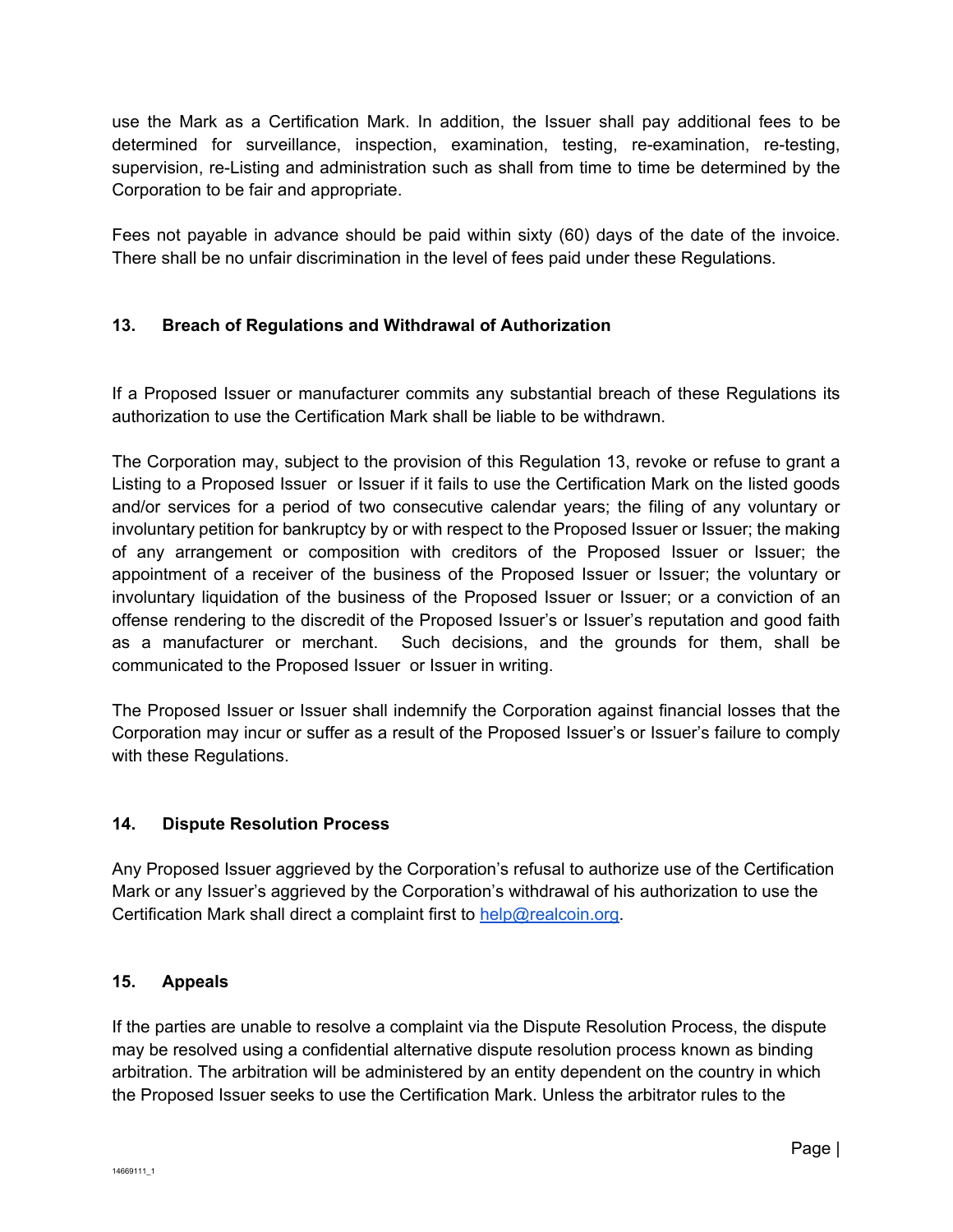use the Mark as a Certification Mark. In addition, the Issuer shall pay additional fees to be determined for surveillance, inspection, examination, testing, re-examination, re-testing, supervision, re-Listing and administration such as shall from time to time be determined by the Corporation to be fair and appropriate.

Fees not payable in advance should be paid within sixty (60) days of the date of the invoice. There shall be no unfair discrimination in the level of fees paid under these Regulations.

## 13. Breach of Regulations and Withdrawal of Authorization

If a Proposed Issuer or manufacturer commits any substantial breach of these Regulations its authorization to use the Certification Mark shall be liable to be withdrawn.

The Corporation may, subject to the provision of this Regulation 13, revoke or refuse to grant a Listing to a Proposed Issuer or Issuer if it fails to use the Certification Mark on the listed goods and/or services for a period of two consecutive calendar years; the filing of any voluntary or involuntary petition for bankruptcy by or with respect to the Proposed Issuer or Issuer; the making of any arrangement or composition with creditors of the Proposed Issuer or Issuer; the appointment of a receiver of the business of the Proposed Issuer or Issuer; the voluntary or involuntary liquidation of the business of the Proposed Issuer or Issuer; or a conviction of an offense rendering to the discredit of the Proposed Issuer's or Issuer's reputation and good faith as a manufacturer or merchant. Such decisions, and the grounds for them, shall be communicated to the Proposed Issuer or Issuer in writing.

The Proposed Issuer or Issuer shall indemnify the Corporation against financial losses that the Corporation may incur or suffer as a result of the Proposed Issuer's or Issuer's failure to comply with these Regulations.

## 14. Dispute Resolution Process

Any Proposed Issuer aggrieved by the Corporation's refusal to authorize use of the Certification Mark or any Issuer's aggrieved by the Corporation's withdrawal of his authorization to use the Certification Mark shall direct a complaint first to [help@realcoin.org](mailto:help@realcoin.org).

## 15. Appeals

If the parties are unable to resolve a complaint via the Dispute Resolution Process, the dispute may be resolved using a confidential alternative dispute resolution process known as binding arbitration. The arbitration will be administered by an entity dependent on the country in which the Proposed Issuer seeks to use the Certification Mark. Unless the arbitrator rules to the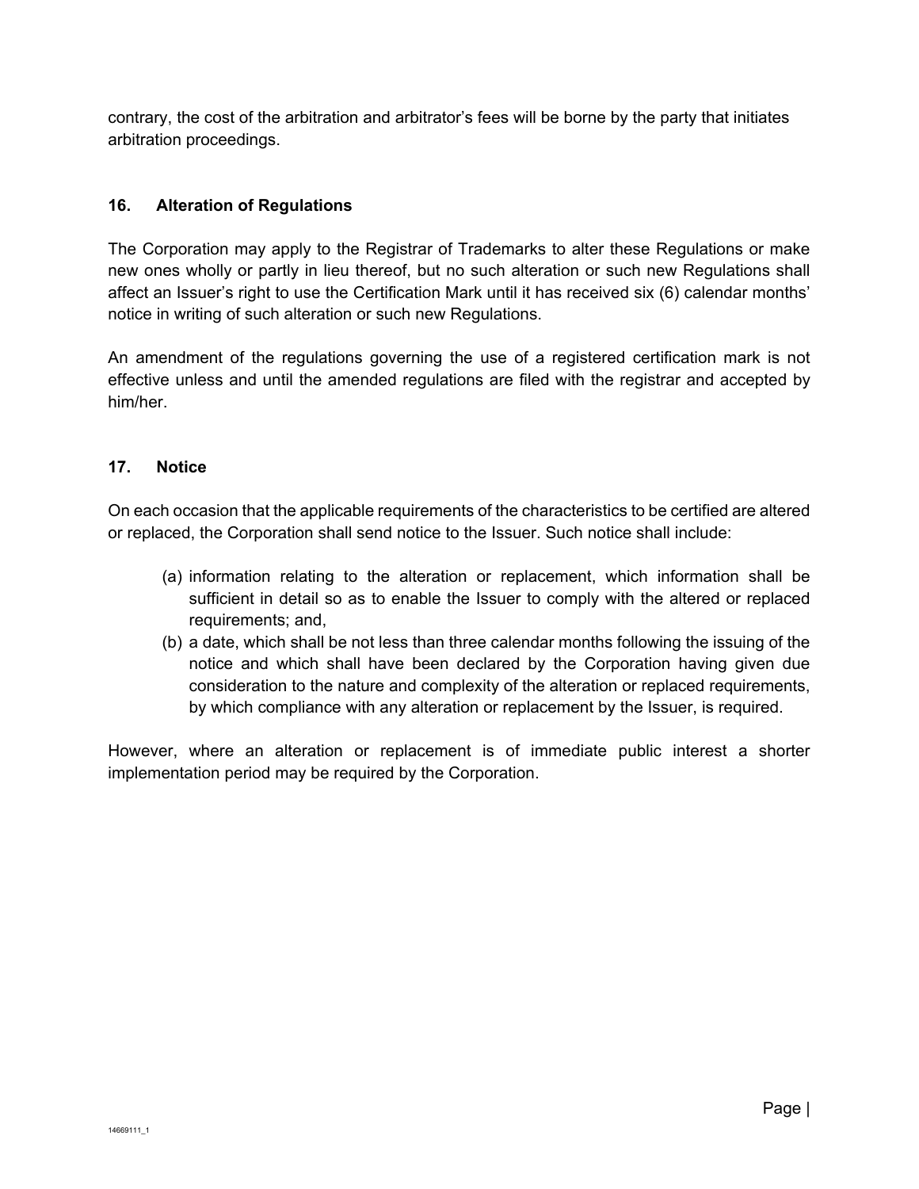contrary, the cost of the arbitration and arbitrator's fees will be borne by the party that initiates arbitration proceedings.

## 16. Alteration of Regulations

The Corporation may apply to the Registrar of Trademarks to alter these Regulations or make new ones wholly or partly in lieu thereof, but no such alteration or such new Regulations shall affect an Issuer's right to use the Certification Mark until it has received six (6) calendar months' notice in writing of such alteration or such new Regulations.

An amendment of the regulations governing the use of a registered certification mark is not effective unless and until the amended regulations are filed with the registrar and accepted by him/her.

## 17. Notice

On each occasion that the applicable requirements of the characteristics to be certified are altered or replaced, the Corporation shall send notice to the Issuer. Such notice shall include:

(a) information relating to the alteration or replacement, which information shall be sufficient in detail so as to enable the Issuer to comply with the altered or replaced requirements; and,

(b) a date, which shall be not less than three calendar months following the issuing of the notice and which shall have been declared by the Corporation having given due consideration to the nature and complexity of the alteration or replaced requirements, by which compliance with any alteration or replacement by the Issuer, is required.

However, where an alteration or replacement is of immediate public interest a shorter implementation period may be required by the Corporation.